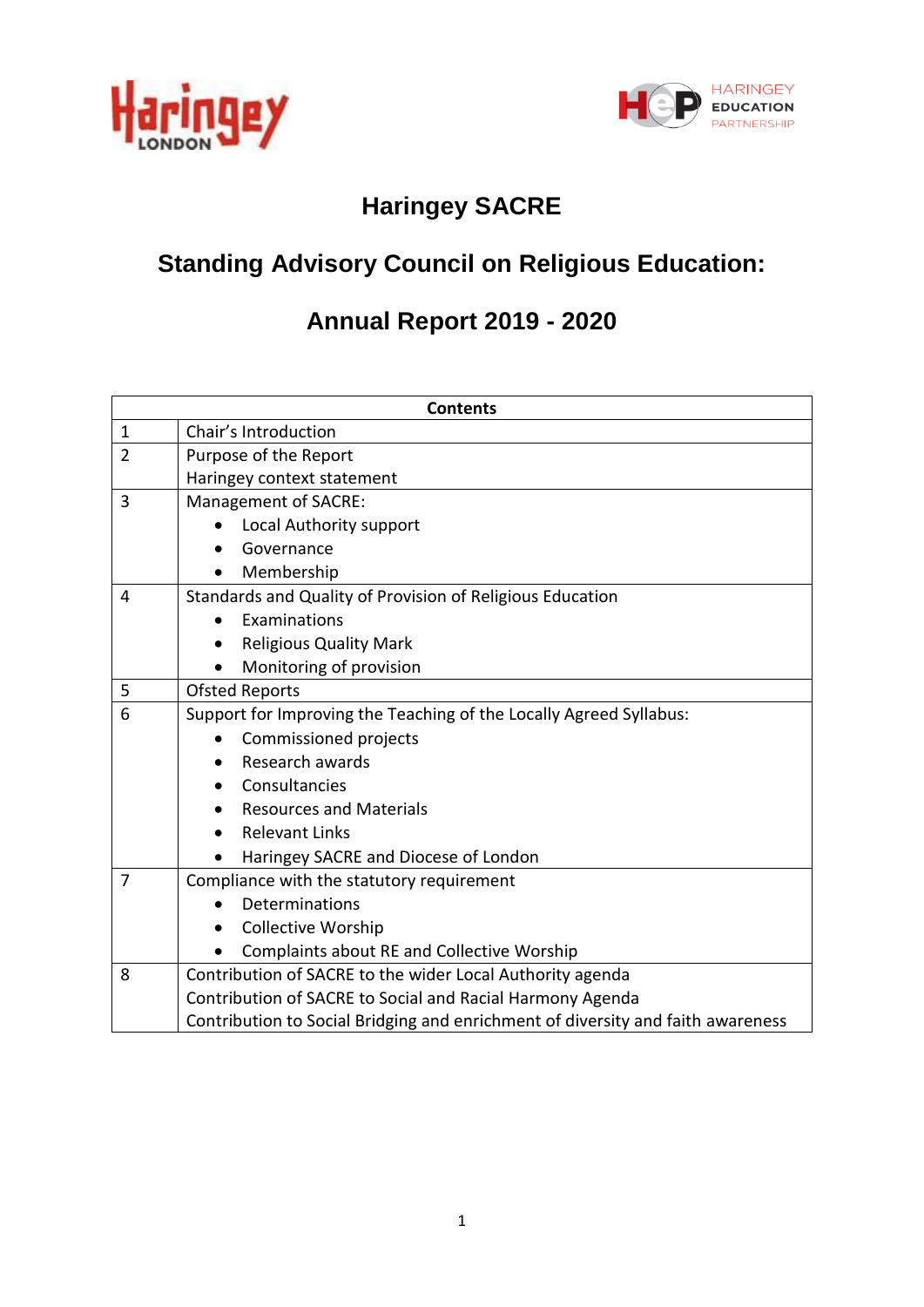# Haringey SACRE

## Standing Advisory Council on Religious Education:

## Annual Report 2019 - 2020

| Contents | |
|---|---|
| 1 | Chair's Introduction |
| 2 | Purpose of the Report<br>Haringey context statement |
| 3 | Management of SACRE:<br>• Local Authority support<br>• Governance<br>• Membership |
| 4 | Standards and Quality of Provision of Religious Education<br>• Examinations<br>• Religious Quality Mark<br>• Monitoring of provision |
| 5 | Ofsted Reports |
| 6 | Support for Improving the Teaching of the Locally Agreed Syllabus:<br>• Commissioned projects<br>• Research awards<br>• Consultancies<br>• Resources and Materials<br>• Relevant Links<br>• Haringey SACRE and Diocese of London |
| 7 | Compliance with the statutory requirement<br>• Determinations<br>• Collective Worship<br>• Complaints about RE and Collective Worship |
| 8 | Contribution of SACRE to the wider Local Authority agenda<br>Contribution of SACRE to Social and Racial Harmony Agenda<br>Contribution to Social Bridging and enrichment of diversity and faith awareness |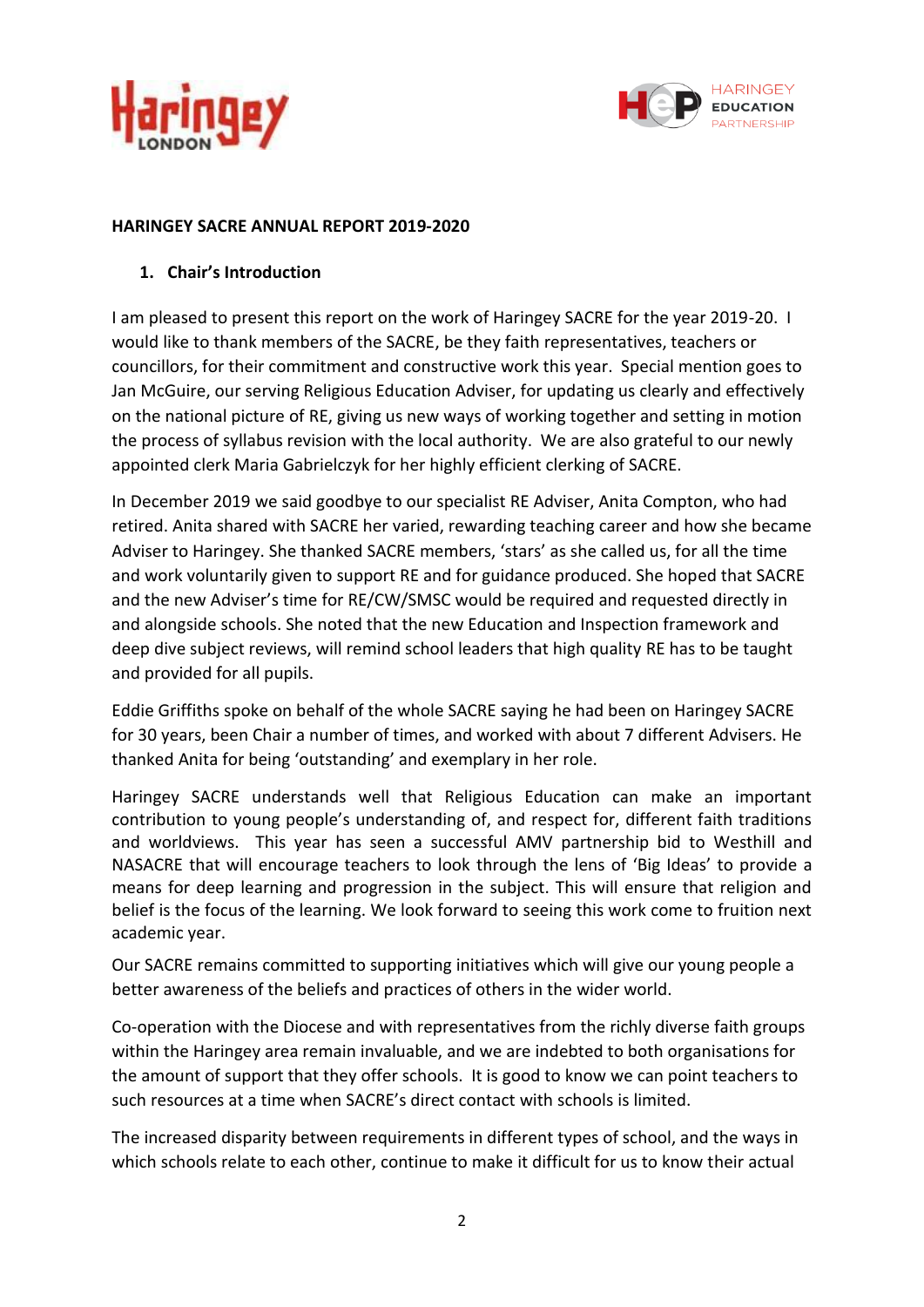**HARINGEY SACRE ANNUAL REPORT 2019-2020**

## 1. Chair's Introduction

I am pleased to present this report on the work of Haringey SACRE for the year 2019-20. I would like to thank members of the SACRE, be they faith representatives, teachers or councillors, for their commitment and constructive work this year. Special mention goes to Jan McGuire, our serving Religious Education Adviser, for updating us clearly and effectively on the national picture of RE, giving us new ways of working together and setting in motion the process of syllabus revision with the local authority. We are also grateful to our newly appointed clerk Maria Gabrielczyk for her highly efficient clerking of SACRE.

In December 2019 we said goodbye to our specialist RE Adviser, Anita Compton, who had retired. Anita shared with SACRE her varied, rewarding teaching career and how she became Adviser to Haringey. She thanked SACRE members, 'stars' as she called us, for all the time and work voluntarily given to support RE and for guidance produced. She hoped that SACRE and the new Adviser's time for RE/CW/SMSC would be required and requested directly in and alongside schools. She noted that the new Education and Inspection framework and deep dive subject reviews, will remind school leaders that high quality RE has to be taught and provided for all pupils.

Eddie Griffiths spoke on behalf of the whole SACRE saying he had been on Haringey SACRE for 30 years, been Chair a number of times, and worked with about 7 different Advisers. He thanked Anita for being 'outstanding' and exemplary in her role.

Haringey SACRE understands well that Religious Education can make an important contribution to young people's understanding of, and respect for, different faith traditions and worldviews. This year has seen a successful AMV partnership bid to Westhill and NASACRE that will encourage teachers to look through the lens of 'Big Ideas' to provide a means for deep learning and progression in the subject. This will ensure that religion and belief is the focus of the learning. We look forward to seeing this work come to fruition next academic year.

Our SACRE remains committed to supporting initiatives which will give our young people a better awareness of the beliefs and practices of others in the wider world.

Co-operation with the Diocese and with representatives from the richly diverse faith groups within the Haringey area remain invaluable, and we are indebted to both organisations for the amount of support that they offer schools. It is good to know we can point teachers to such resources at a time when SACRE's direct contact with schools is limited.

The increased disparity between requirements in different types of school, and the ways in which schools relate to each other, continue to make it difficult for us to know their actual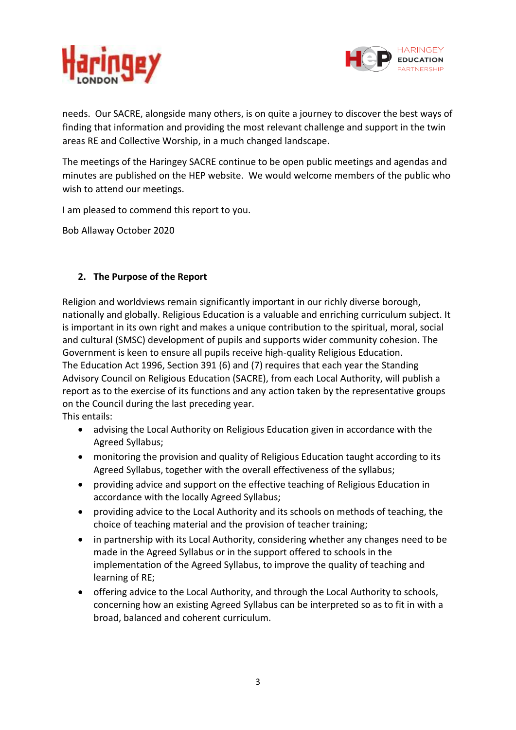needs. Our SACRE, alongside many others, is on quite a journey to discover the best ways of finding that information and providing the most relevant challenge and support in the twin areas RE and Collective Worship, in a much changed landscape.

The meetings of the Haringey SACRE continue to be open public meetings and agendas and minutes are published on the HEP website. We would welcome members of the public who wish to attend our meetings.

I am pleased to commend this report to you.

Bob Allaway October 2020

## 2. The Purpose of the Report

Religion and worldviews remain significantly important in our richly diverse borough, nationally and globally. Religious Education is a valuable and enriching curriculum subject. It is important in its own right and makes a unique contribution to the spiritual, moral, social and cultural (SMSC) development of pupils and supports wider community cohesion. The Government is keen to ensure all pupils receive high-quality Religious Education.
The Education Act 1996, Section 391 (6) and (7) requires that each year the Standing Advisory Council on Religious Education (SACRE), from each Local Authority, will publish a report as to the exercise of its functions and any action taken by the representative groups on the Council during the last preceding year.
This entails:

- advising the Local Authority on Religious Education given in accordance with the Agreed Syllabus;
- monitoring the provision and quality of Religious Education taught according to its Agreed Syllabus, together with the overall effectiveness of the syllabus;
- providing advice and support on the effective teaching of Religious Education in accordance with the locally Agreed Syllabus;
- providing advice to the Local Authority and its schools on methods of teaching, the choice of teaching material and the provision of teacher training;
- in partnership with its Local Authority, considering whether any changes need to be made in the Agreed Syllabus or in the support offered to schools in the implementation of the Agreed Syllabus, to improve the quality of teaching and learning of RE;
- offering advice to the Local Authority, and through the Local Authority to schools, concerning how an existing Agreed Syllabus can be interpreted so as to fit in with a broad, balanced and coherent curriculum.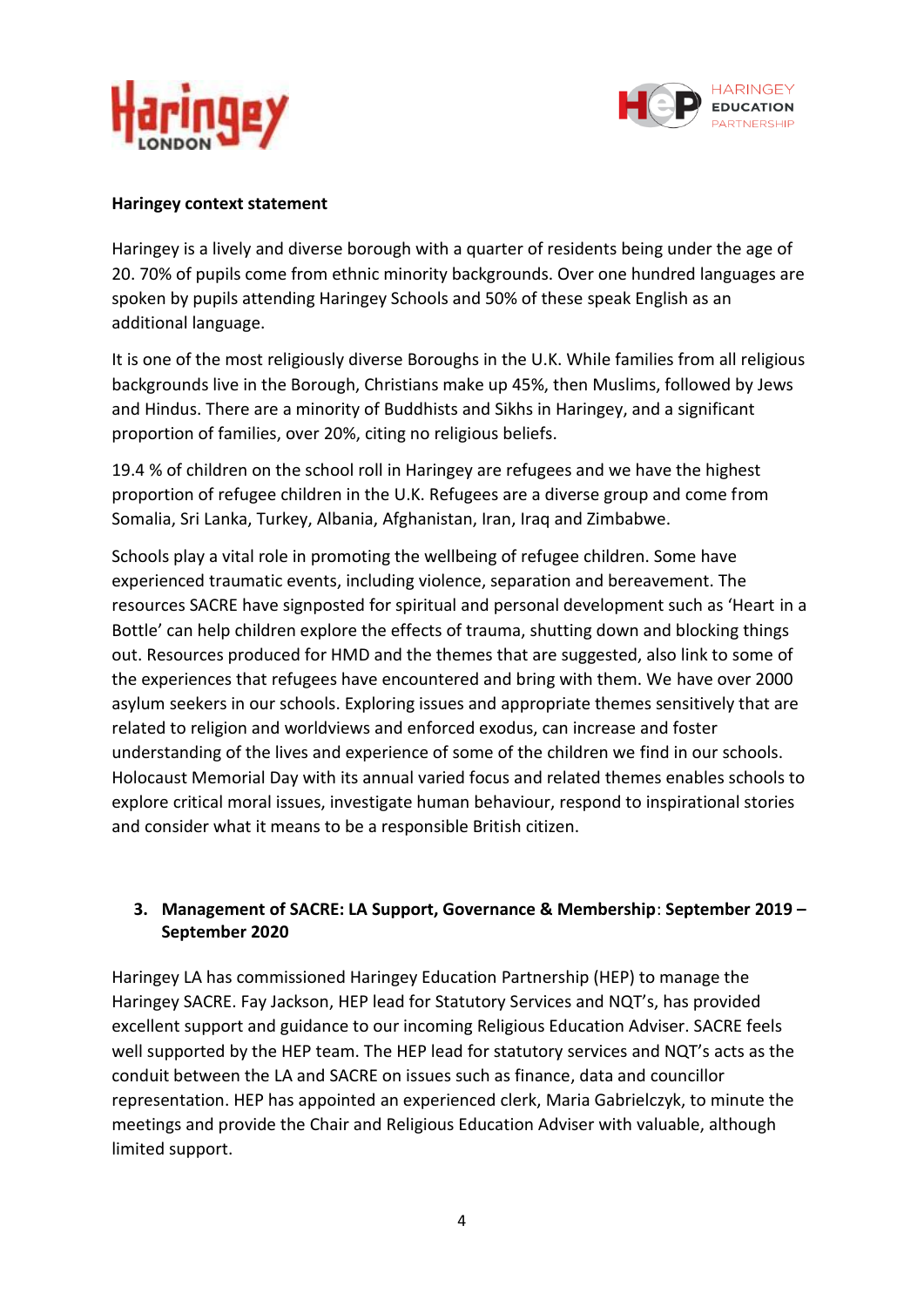**Haringey context statement**

Haringey is a lively and diverse borough with a quarter of residents being under the age of 20. 70% of pupils come from ethnic minority backgrounds. Over one hundred languages are spoken by pupils attending Haringey Schools and 50% of these speak English as an additional language.

It is one of the most religiously diverse Boroughs in the U.K. While families from all religious backgrounds live in the Borough, Christians make up 45%, then Muslims, followed by Jews and Hindus. There are a minority of Buddhists and Sikhs in Haringey, and a significant proportion of families, over 20%, citing no religious beliefs.

19.4 % of children on the school roll in Haringey are refugees and we have the highest proportion of refugee children in the U.K. Refugees are a diverse group and come from Somalia, Sri Lanka, Turkey, Albania, Afghanistan, Iran, Iraq and Zimbabwe.

Schools play a vital role in promoting the wellbeing of refugee children. Some have experienced traumatic events, including violence, separation and bereavement. The resources SACRE have signposted for spiritual and personal development such as 'Heart in a Bottle' can help children explore the effects of trauma, shutting down and blocking things out. Resources produced for HMD and the themes that are suggested, also link to some of the experiences that refugees have encountered and bring with them. We have over 2000 asylum seekers in our schools. Exploring issues and appropriate themes sensitively that are related to religion and worldviews and enforced exodus, can increase and foster understanding of the lives and experience of some of the children we find in our schools. Holocaust Memorial Day with its annual varied focus and related themes enables schools to explore critical moral issues, investigate human behaviour, respond to inspirational stories and consider what it means to be a responsible British citizen.

## 3. **Management of SACRE: LA Support, Governance & Membership**: **September 2019 – September 2020**

Haringey LA has commissioned Haringey Education Partnership (HEP) to manage the Haringey SACRE. Fay Jackson, HEP lead for Statutory Services and NQT's, has provided excellent support and guidance to our incoming Religious Education Adviser. SACRE feels well supported by the HEP team. The HEP lead for statutory services and NQT's acts as the conduit between the LA and SACRE on issues such as finance, data and councillor representation. HEP has appointed an experienced clerk, Maria Gabrielczyk, to minute the meetings and provide the Chair and Religious Education Adviser with valuable, although limited support.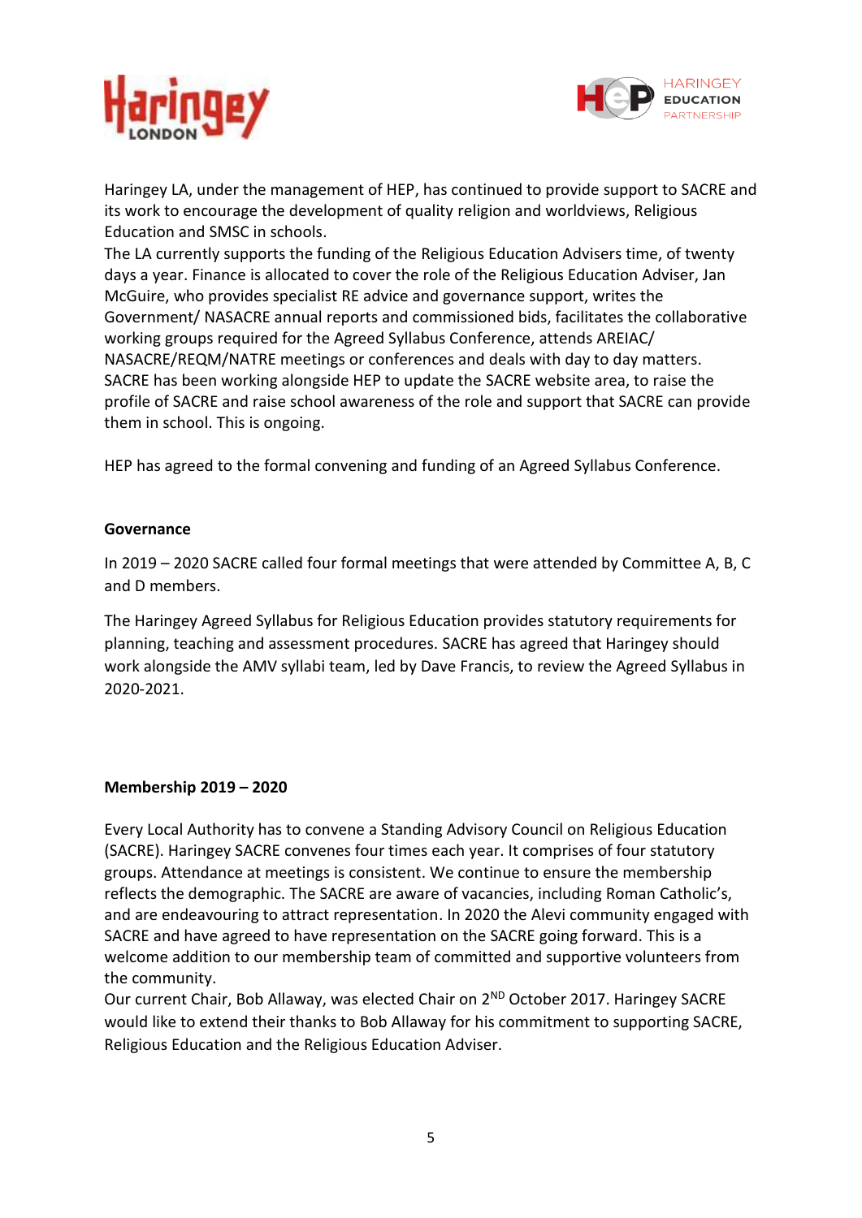Haringey LA, under the management of HEP, has continued to provide support to SACRE and its work to encourage the development of quality religion and worldviews, Religious Education and SMSC in schools.
The LA currently supports the funding of the Religious Education Advisers time, of twenty days a year. Finance is allocated to cover the role of the Religious Education Adviser, Jan McGuire, who provides specialist RE advice and governance support, writes the Government/ NASACRE annual reports and commissioned bids, facilitates the collaborative working groups required for the Agreed Syllabus Conference, attends AREIAC/ NASACRE/REQM/NATRE meetings or conferences and deals with day to day matters. SACRE has been working alongside HEP to update the SACRE website area, to raise the profile of SACRE and raise school awareness of the role and support that SACRE can provide them in school. This is ongoing.

HEP has agreed to the formal convening and funding of an Agreed Syllabus Conference.

**Governance**

In 2019 – 2020 SACRE called four formal meetings that were attended by Committee A, B, C and D members.

The Haringey Agreed Syllabus for Religious Education provides statutory requirements for planning, teaching and assessment procedures. SACRE has agreed that Haringey should work alongside the AMV syllabi team, led by Dave Francis, to review the Agreed Syllabus in 2020-2021.

**Membership 2019 – 2020**

Every Local Authority has to convene a Standing Advisory Council on Religious Education (SACRE). Haringey SACRE convenes four times each year. It comprises of four statutory groups. Attendance at meetings is consistent. We continue to ensure the membership reflects the demographic. The SACRE are aware of vacancies, including Roman Catholic's, and are endeavouring to attract representation. In 2020 the Alevi community engaged with SACRE and have agreed to have representation on the SACRE going forward. This is a welcome addition to our membership team of committed and supportive volunteers from the community.
Our current Chair, Bob Allaway, was elected Chair on 2ND October 2017. Haringey SACRE would like to extend their thanks to Bob Allaway for his commitment to supporting SACRE, Religious Education and the Religious Education Adviser.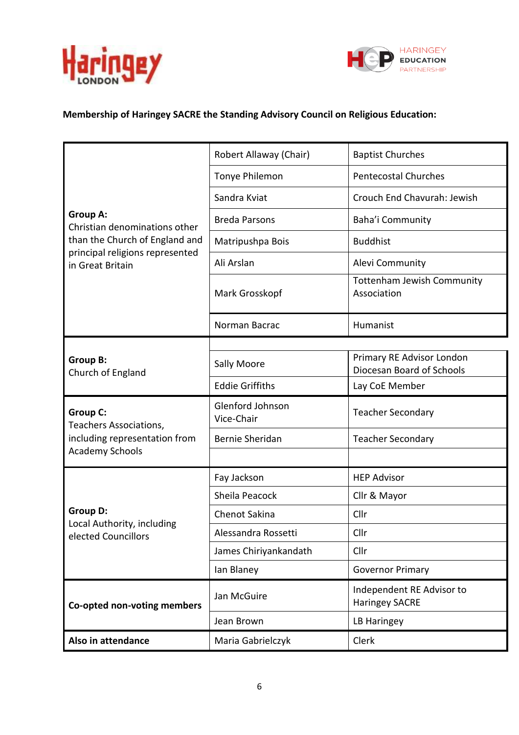**Membership of Haringey SACRE the Standing Advisory Council on Religious Education:**

| | | |
|---|---|---|
| **Group A:** Christian denominations other than the Church of England and principal religions represented in Great Britain | Robert Allaway (Chair) | Baptist Churches |
| | Tonye Philemon | Pentecostal Churches |
| | Sandra Kviat | Crouch End Chavurah: Jewish |
| | Breda Parsons | Baha'i Community |
| | Matripushpa Bois | Buddhist |
| | Ali Arslan | Alevi Community |
| | Mark Grosskopf | Tottenham Jewish Community Association |
| | Norman Bacrac | Humanist |
| **Group B:** Church of England | | |
| | Sally Moore | Primary RE Advisor London Diocesan Board of Schools |
| | Eddie Griffiths | Lay CoE Member |
| **Group C:** Teachers Associations, including representation from Academy Schools | Glenford Johnson Vice-Chair | Teacher Secondary |
| | Bernie Sheridan | Teacher Secondary |
| | | |
| **Group D:** Local Authority, including elected Councillors | Fay Jackson | HEP Advisor |
| | Sheila Peacock | Cllr & Mayor |
| | Chenot Sakina | Cllr |
| | Alessandra Rossetti | Cllr |
| | James Chiriyankandath | Cllr |
| | Ian Blaney | Governor Primary |
| **Co-opted non-voting members** | Jan McGuire | Independent RE Advisor to Haringey SACRE |
| | Jean Brown | LB Haringey |
| **Also in attendance** | Maria Gabrielczyk | Clerk |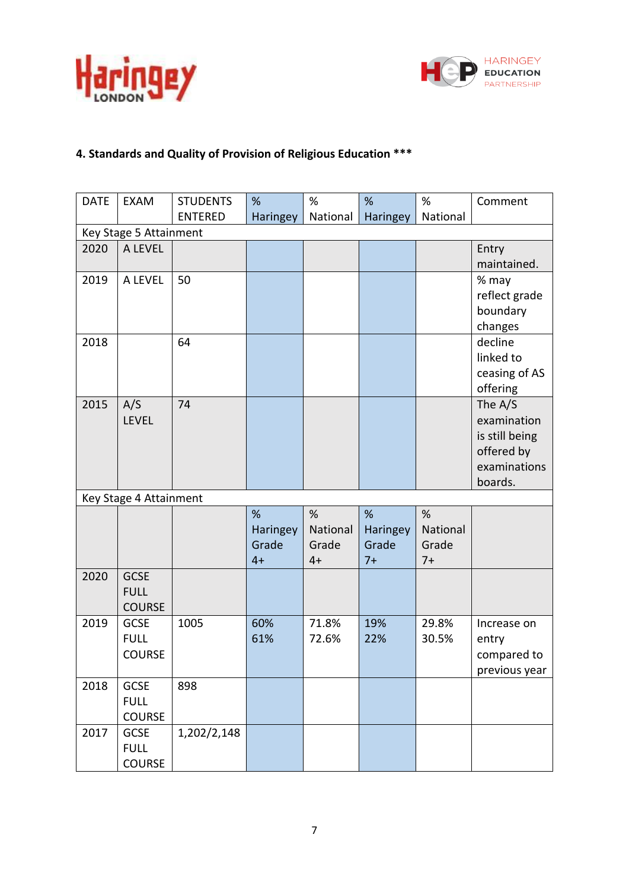### 4. Standards and Quality of Provision of Religious Education ***

| DATE | EXAM | STUDENTS ENTERED | % Haringey | % National | % Haringey | % National | Comment |
|---|---|---|---|---|---|---|---|
| Key Stage 5 Attainment | | | | | | | |
| 2020 | A LEVEL | | | | | | Entry maintained. |
| 2019 | A LEVEL | 50 | | | | | % may reflect grade boundary changes |
| 2018 | | 64 | | | | | decline linked to ceasing of AS offering |
| 2015 | A/S LEVEL | 74 | | | | | The A/S examination is still being offered by examinations boards. |
| Key Stage 4 Attainment | | | | | | | |
| | | | % Haringey Grade 4+ | % National Grade 4+ | % Haringey Grade 7+ | % National Grade 7+ | |
| 2020 | GCSE FULL COURSE | | | | | | |
| 2019 | GCSE FULL COURSE | 1005 | 60%<br>61% | 71.8%<br>72.6% | 19%<br>22% | 29.8%<br>30.5% | Increase on entry compared to previous year |
| 2018 | GCSE FULL COURSE | 898 | | | | | |
| 2017 | GCSE FULL COURSE | 1,202/2,148 | | | | | |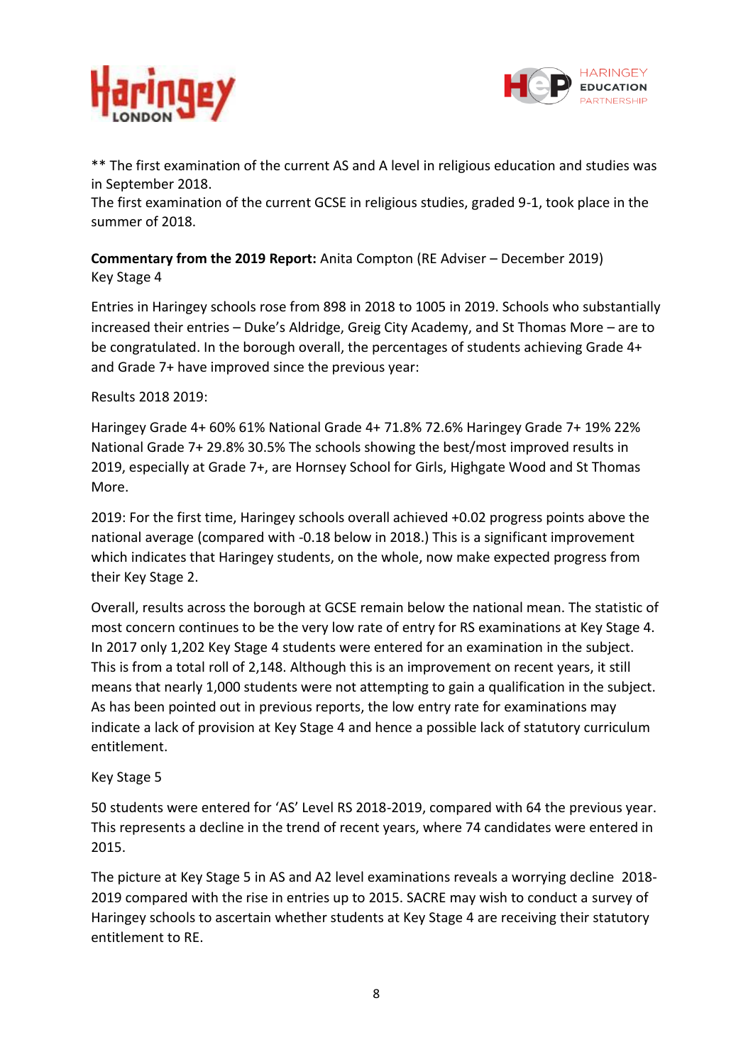** The first examination of the current AS and A level in religious education and studies was in September 2018.
The first examination of the current GCSE in religious studies, graded 9-1, took place in the summer of 2018.

**Commentary from the 2019 Report:** Anita Compton (RE Adviser – December 2019)
Key Stage 4

Entries in Haringey schools rose from 898 in 2018 to 1005 in 2019. Schools who substantially increased their entries – Duke's Aldridge, Greig City Academy, and St Thomas More – are to be congratulated. In the borough overall, the percentages of students achieving Grade 4+ and Grade 7+ have improved since the previous year:

Results 2018 2019:

Haringey Grade 4+ 60% 61% National Grade 4+ 71.8% 72.6% Haringey Grade 7+ 19% 22% National Grade 7+ 29.8% 30.5% The schools showing the best/most improved results in 2019, especially at Grade 7+, are Hornsey School for Girls, Highgate Wood and St Thomas More.

2019: For the first time, Haringey schools overall achieved +0.02 progress points above the national average (compared with -0.18 below in 2018.) This is a significant improvement which indicates that Haringey students, on the whole, now make expected progress from their Key Stage 2.

Overall, results across the borough at GCSE remain below the national mean. The statistic of most concern continues to be the very low rate of entry for RS examinations at Key Stage 4. In 2017 only 1,202 Key Stage 4 students were entered for an examination in the subject. This is from a total roll of 2,148. Although this is an improvement on recent years, it still means that nearly 1,000 students were not attempting to gain a qualification in the subject. As has been pointed out in previous reports, the low entry rate for examinations may indicate a lack of provision at Key Stage 4 and hence a possible lack of statutory curriculum entitlement.

Key Stage 5

50 students were entered for 'AS' Level RS 2018-2019, compared with 64 the previous year. This represents a decline in the trend of recent years, where 74 candidates were entered in 2015.

The picture at Key Stage 5 in AS and A2 level examinations reveals a worrying decline 2018-2019 compared with the rise in entries up to 2015. SACRE may wish to conduct a survey of Haringey schools to ascertain whether students at Key Stage 4 are receiving their statutory entitlement to RE.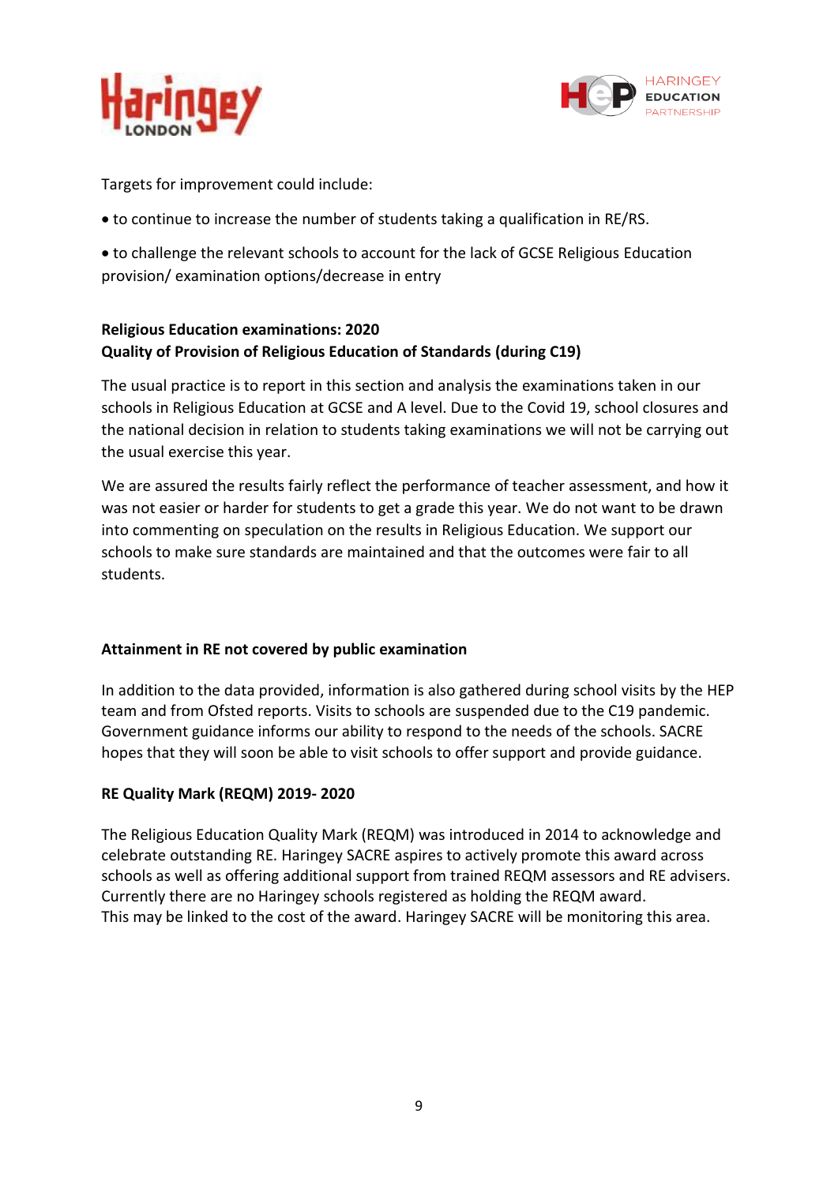Targets for improvement could include:

- to continue to increase the number of students taking a qualification in RE/RS.
- to challenge the relevant schools to account for the lack of GCSE Religious Education provision/ examination options/decrease in entry

**Religious Education examinations: 2020**
**Quality of Provision of Religious Education of Standards (during C19)**

The usual practice is to report in this section and analysis the examinations taken in our schools in Religious Education at GCSE and A level. Due to the Covid 19, school closures and the national decision in relation to students taking examinations we will not be carrying out the usual exercise this year.

We are assured the results fairly reflect the performance of teacher assessment, and how it was not easier or harder for students to get a grade this year. We do not want to be drawn into commenting on speculation on the results in Religious Education. We support our schools to make sure standards are maintained and that the outcomes were fair to all students.

**Attainment in RE not covered by public examination**

In addition to the data provided, information is also gathered during school visits by the HEP team and from Ofsted reports. Visits to schools are suspended due to the C19 pandemic. Government guidance informs our ability to respond to the needs of the schools. SACRE hopes that they will soon be able to visit schools to offer support and provide guidance.

**RE Quality Mark (REQM) 2019- 2020**

The Religious Education Quality Mark (REQM) was introduced in 2014 to acknowledge and celebrate outstanding RE. Haringey SACRE aspires to actively promote this award across schools as well as offering additional support from trained REQM assessors and RE advisers. Currently there are no Haringey schools registered as holding the REQM award.
This may be linked to the cost of the award. Haringey SACRE will be monitoring this area.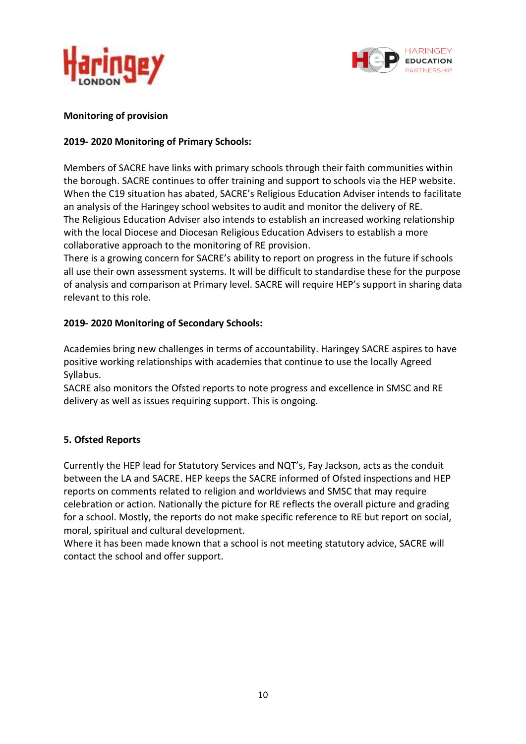**Monitoring of provision**

**2019- 2020 Monitoring of Primary Schools:**

Members of SACRE have links with primary schools through their faith communities within the borough. SACRE continues to offer training and support to schools via the HEP website. When the C19 situation has abated, SACRE's Religious Education Adviser intends to facilitate an analysis of the Haringey school websites to audit and monitor the delivery of RE.
The Religious Education Adviser also intends to establish an increased working relationship with the local Diocese and Diocesan Religious Education Advisers to establish a more collaborative approach to the monitoring of RE provision.
There is a growing concern for SACRE's ability to report on progress in the future if schools all use their own assessment systems. It will be difficult to standardise these for the purpose of analysis and comparison at Primary level. SACRE will require HEP's support in sharing data relevant to this role.

**2019- 2020 Monitoring of Secondary Schools:**

Academies bring new challenges in terms of accountability. Haringey SACRE aspires to have positive working relationships with academies that continue to use the locally Agreed Syllabus.
SACRE also monitors the Ofsted reports to note progress and excellence in SMSC and RE delivery as well as issues requiring support. This is ongoing.

**5. Ofsted Reports**

Currently the HEP lead for Statutory Services and NQT's, Fay Jackson, acts as the conduit between the LA and SACRE. HEP keeps the SACRE informed of Ofsted inspections and HEP reports on comments related to religion and worldviews and SMSC that may require celebration or action. Nationally the picture for RE reflects the overall picture and grading for a school. Mostly, the reports do not make specific reference to RE but report on social, moral, spiritual and cultural development.
Where it has been made known that a school is not meeting statutory advice, SACRE will contact the school and offer support.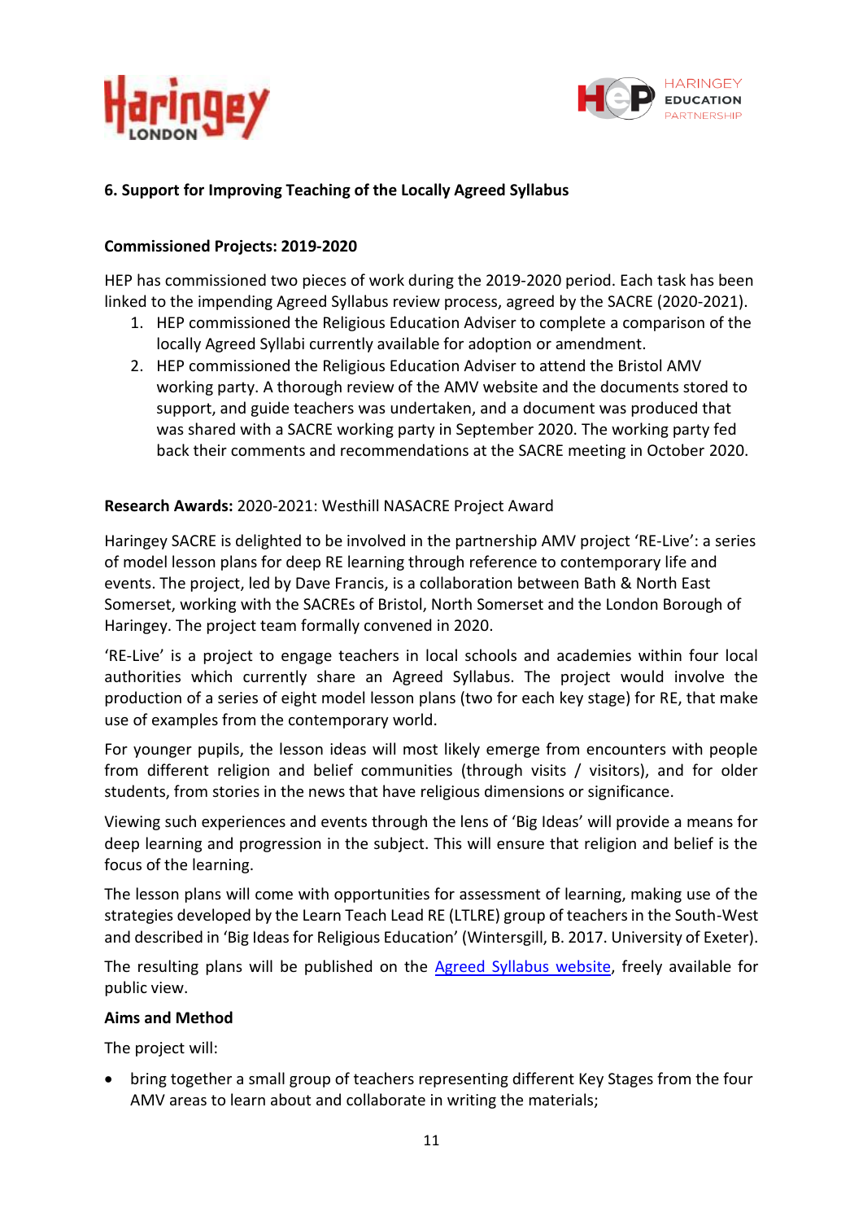## 6. Support for Improving Teaching of the Locally Agreed Syllabus

**Commissioned Projects: 2019-2020**

HEP has commissioned two pieces of work during the 2019-2020 period. Each task has been linked to the impending Agreed Syllabus review process, agreed by the SACRE (2020-2021).

1. HEP commissioned the Religious Education Adviser to complete a comparison of the locally Agreed Syllabi currently available for adoption or amendment.
2. HEP commissioned the Religious Education Adviser to attend the Bristol AMV working party. A thorough review of the AMV website and the documents stored to support, and guide teachers was undertaken, and a document was produced that was shared with a SACRE working party in September 2020. The working party fed back their comments and recommendations at the SACRE meeting in October 2020.

**Research Awards:** 2020-2021: Westhill NASACRE Project Award

Haringey SACRE is delighted to be involved in the partnership AMV project 'RE-Live': a series of model lesson plans for deep RE learning through reference to contemporary life and events. The project, led by Dave Francis, is a collaboration between Bath & North East Somerset, working with the SACREs of Bristol, North Somerset and the London Borough of Haringey. The project team formally convened in 2020.

'RE-Live' is a project to engage teachers in local schools and academies within four local authorities which currently share an Agreed Syllabus. The project would involve the production of a series of eight model lesson plans (two for each key stage) for RE, that make use of examples from the contemporary world.

For younger pupils, the lesson ideas will most likely emerge from encounters with people from different religion and belief communities (through visits / visitors), and for older students, from stories in the news that have religious dimensions or significance.

Viewing such experiences and events through the lens of 'Big Ideas' will provide a means for deep learning and progression in the subject. This will ensure that religion and belief is the focus of the learning.

The lesson plans will come with opportunities for assessment of learning, making use of the strategies developed by the Learn Teach Lead RE (LTLRE) group of teachers in the South-West and described in 'Big Ideas for Religious Education' (Wintersgill, B. 2017. University of Exeter).

The resulting plans will be published on the Agreed Syllabus website, freely available for public view.

**Aims and Method**

The project will:

- bring together a small group of teachers representing different Key Stages from the four AMV areas to learn about and collaborate in writing the materials;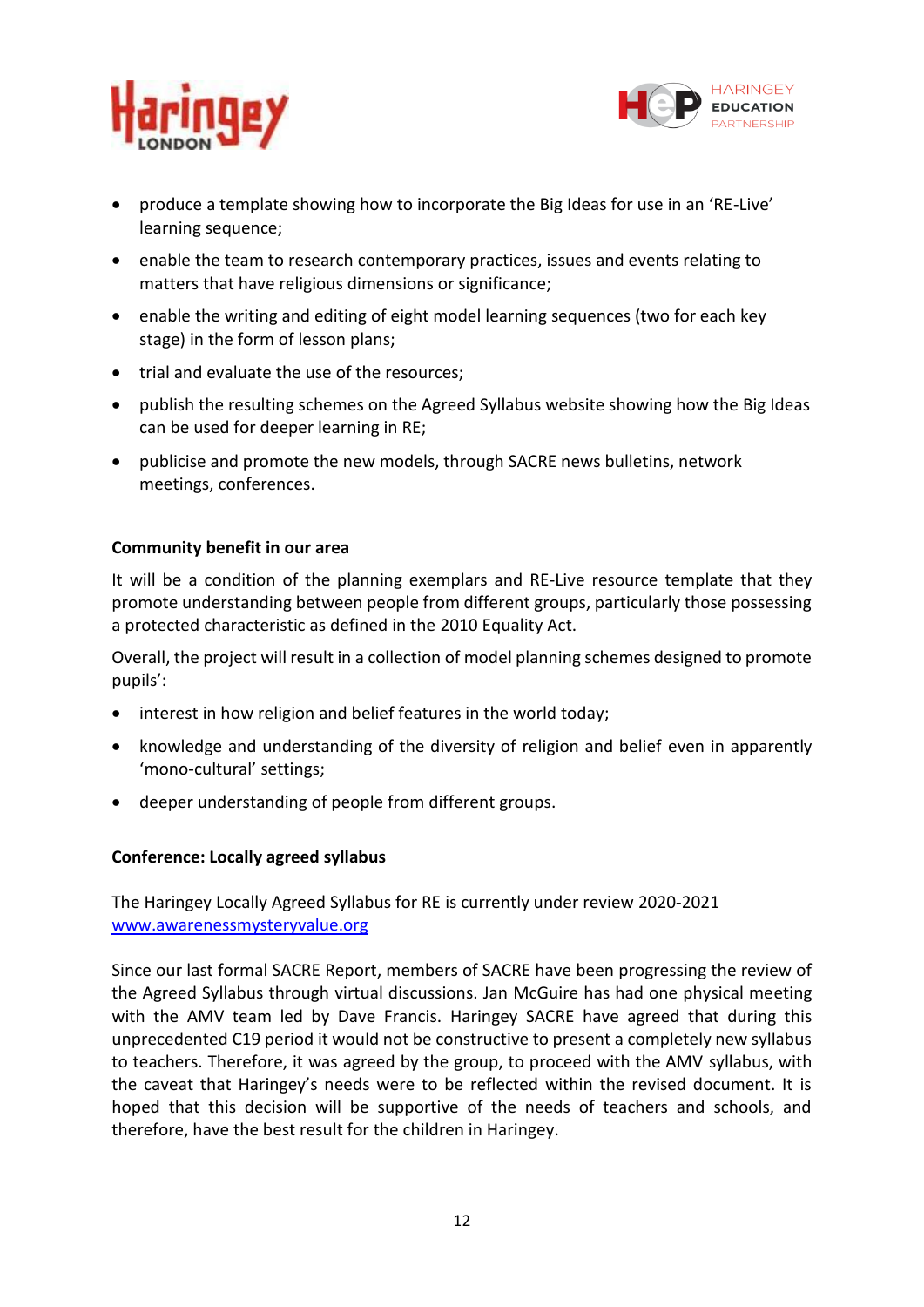- produce a template showing how to incorporate the Big Ideas for use in an 'RE-Live' learning sequence;
- enable the team to research contemporary practices, issues and events relating to matters that have religious dimensions or significance;
- enable the writing and editing of eight model learning sequences (two for each key stage) in the form of lesson plans;
- trial and evaluate the use of the resources;
- publish the resulting schemes on the Agreed Syllabus website showing how the Big Ideas can be used for deeper learning in RE;
- publicise and promote the new models, through SACRE news bulletins, network meetings, conferences.

**Community benefit in our area**

It will be a condition of the planning exemplars and RE-Live resource template that they promote understanding between people from different groups, particularly those possessing a protected characteristic as defined in the 2010 Equality Act.

Overall, the project will result in a collection of model planning schemes designed to promote pupils':

- interest in how religion and belief features in the world today;
- knowledge and understanding of the diversity of religion and belief even in apparently 'mono-cultural' settings;
- deeper understanding of people from different groups.

**Conference: Locally agreed syllabus**

The Haringey Locally Agreed Syllabus for RE is currently under review 2020-2021
[www.awarenessmysteryvalue.org](http://www.awarenessmysteryvalue.org)

Since our last formal SACRE Report, members of SACRE have been progressing the review of the Agreed Syllabus through virtual discussions. Jan McGuire has had one physical meeting with the AMV team led by Dave Francis. Haringey SACRE have agreed that during this unprecedented C19 period it would not be constructive to present a completely new syllabus to teachers. Therefore, it was agreed by the group, to proceed with the AMV syllabus, with the caveat that Haringey's needs were to be reflected within the revised document. It is hoped that this decision will be supportive of the needs of teachers and schools, and therefore, have the best result for the children in Haringey.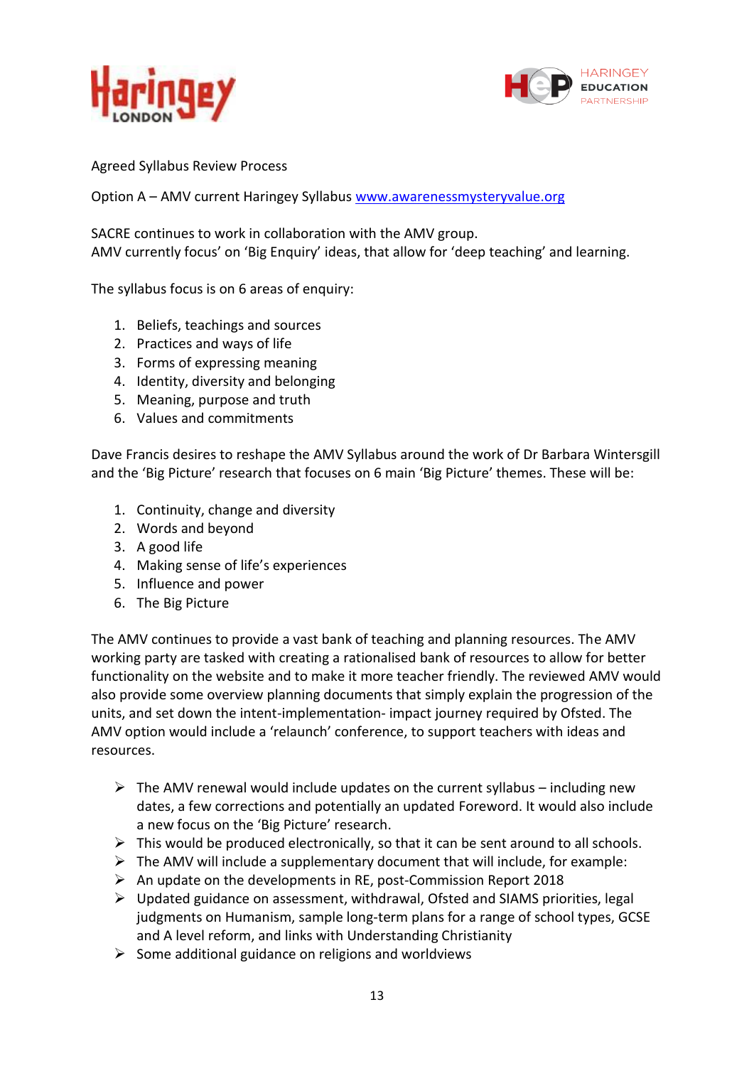Agreed Syllabus Review Process

Option A – AMV current Haringey Syllabus [www.awarenessmysteryvalue.org](http://www.awarenessmysteryvalue.org)

SACRE continues to work in collaboration with the AMV group.
AMV currently focus' on 'Big Enquiry' ideas, that allow for 'deep teaching' and learning.

The syllabus focus is on 6 areas of enquiry:

1. Beliefs, teachings and sources
2. Practices and ways of life
3. Forms of expressing meaning
4. Identity, diversity and belonging
5. Meaning, purpose and truth
6. Values and commitments

Dave Francis desires to reshape the AMV Syllabus around the work of Dr Barbara Wintersgill and the 'Big Picture' research that focuses on 6 main 'Big Picture' themes. These will be:

1. Continuity, change and diversity
2. Words and beyond
3. A good life
4. Making sense of life's experiences
5. Influence and power
6. The Big Picture

The AMV continues to provide a vast bank of teaching and planning resources. The AMV working party are tasked with creating a rationalised bank of resources to allow for better functionality on the website and to make it more teacher friendly. The reviewed AMV would also provide some overview planning documents that simply explain the progression of the units, and set down the intent-implementation- impact journey required by Ofsted. The AMV option would include a 'relaunch' conference, to support teachers with ideas and resources.

- The AMV renewal would include updates on the current syllabus – including new dates, a few corrections and potentially an updated Foreword. It would also include a new focus on the 'Big Picture' research.
- This would be produced electronically, so that it can be sent around to all schools.
- The AMV will include a supplementary document that will include, for example:
- An update on the developments in RE, post-Commission Report 2018
- Updated guidance on assessment, withdrawal, Ofsted and SIAMS priorities, legal judgments on Humanism, sample long-term plans for a range of school types, GCSE and A level reform, and links with Understanding Christianity
- Some additional guidance on religions and worldviews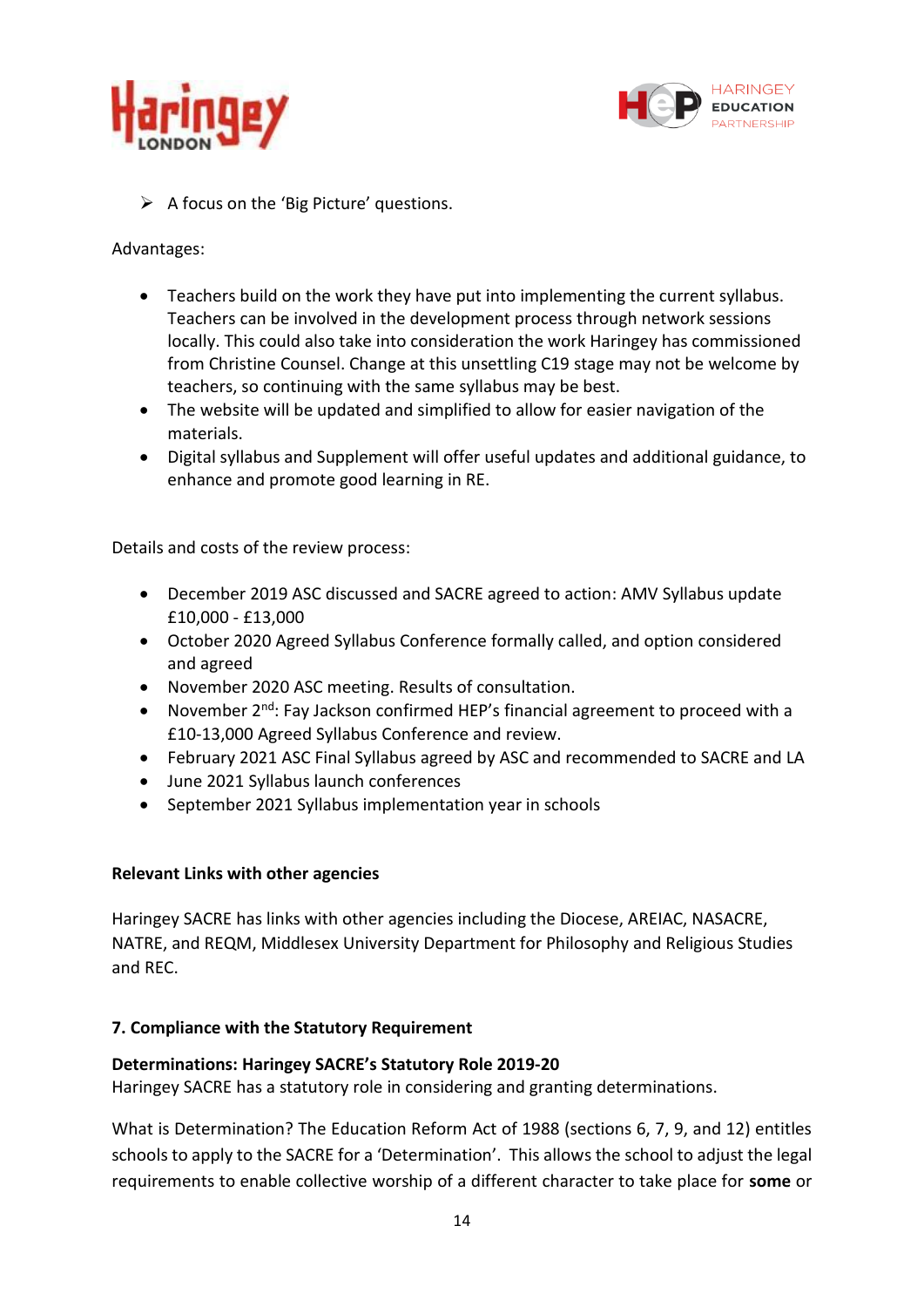- A focus on the 'Big Picture' questions.

Advantages:

- Teachers build on the work they have put into implementing the current syllabus. Teachers can be involved in the development process through network sessions locally. This could also take into consideration the work Haringey has commissioned from Christine Counsel. Change at this unsettling C19 stage may not be welcome by teachers, so continuing with the same syllabus may be best.
- The website will be updated and simplified to allow for easier navigation of the materials.
- Digital syllabus and Supplement will offer useful updates and additional guidance, to enhance and promote good learning in RE.

Details and costs of the review process:

- December 2019 ASC discussed and SACRE agreed to action: AMV Syllabus update £10,000 - £13,000
- October 2020 Agreed Syllabus Conference formally called, and option considered and agreed
- November 2020 ASC meeting. Results of consultation.
- November 2nd: Fay Jackson confirmed HEP's financial agreement to proceed with a £10-13,000 Agreed Syllabus Conference and review.
- February 2021 ASC Final Syllabus agreed by ASC and recommended to SACRE and LA
- June 2021 Syllabus launch conferences
- September 2021 Syllabus implementation year in schools

**Relevant Links with other agencies**

Haringey SACRE has links with other agencies including the Diocese, AREIAC, NASACRE, NATRE, and REQM, Middlesex University Department for Philosophy and Religious Studies and REC.

**7. Compliance with the Statutory Requirement**

**Determinations: Haringey SACRE's Statutory Role 2019-20**
Haringey SACRE has a statutory role in considering and granting determinations.

What is Determination? The Education Reform Act of 1988 (sections 6, 7, 9, and 12) entitles schools to apply to the SACRE for a 'Determination'. This allows the school to adjust the legal requirements to enable collective worship of a different character to take place for **some** or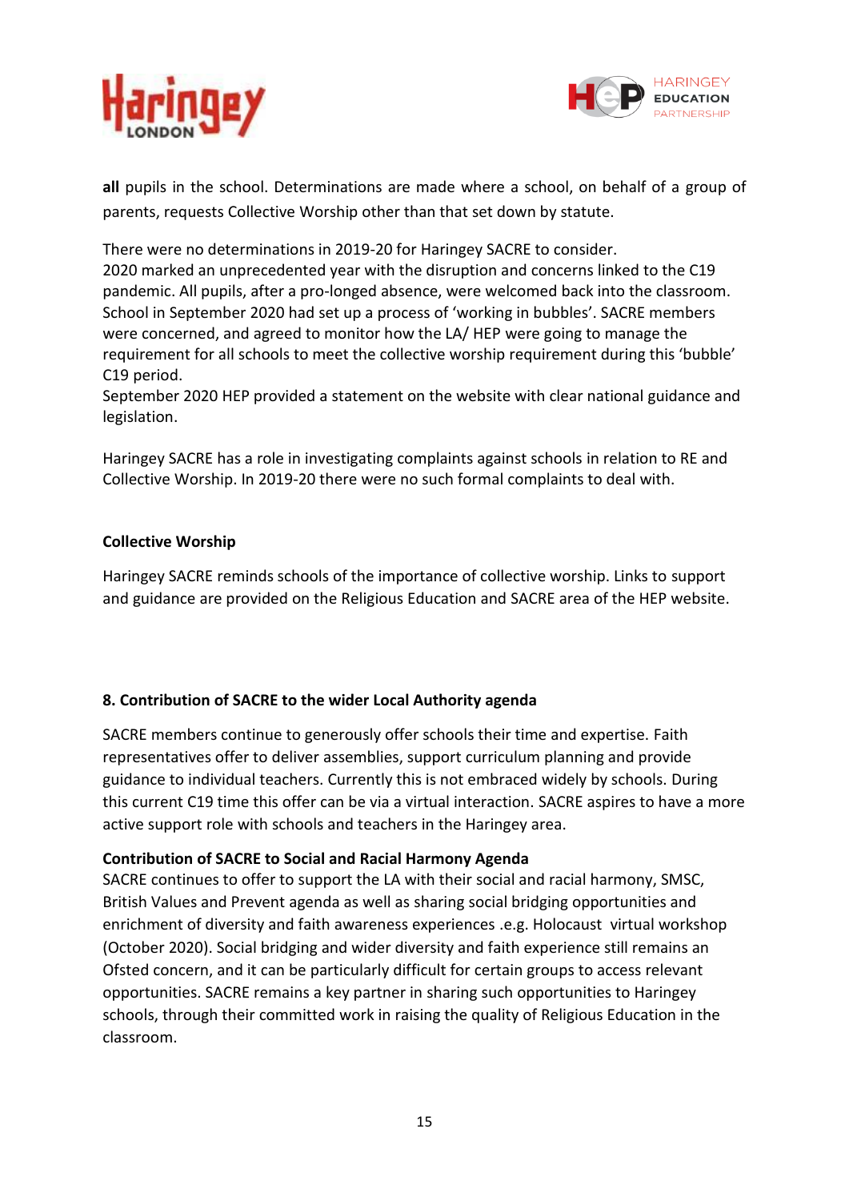**all** pupils in the school. Determinations are made where a school, on behalf of a group of parents, requests Collective Worship other than that set down by statute.

There were no determinations in 2019-20 for Haringey SACRE to consider.
2020 marked an unprecedented year with the disruption and concerns linked to the C19 pandemic. All pupils, after a pro-longed absence, were welcomed back into the classroom. School in September 2020 had set up a process of 'working in bubbles'. SACRE members were concerned, and agreed to monitor how the LA/ HEP were going to manage the requirement for all schools to meet the collective worship requirement during this 'bubble' C19 period.
September 2020 HEP provided a statement on the website with clear national guidance and legislation.

Haringey SACRE has a role in investigating complaints against schools in relation to RE and Collective Worship. In 2019-20 there were no such formal complaints to deal with.

**Collective Worship**

Haringey SACRE reminds schools of the importance of collective worship. Links to support and guidance are provided on the Religious Education and SACRE area of the HEP website.

**8. Contribution of SACRE to the wider Local Authority agenda**

SACRE members continue to generously offer schools their time and expertise. Faith representatives offer to deliver assemblies, support curriculum planning and provide guidance to individual teachers. Currently this is not embraced widely by schools. During this current C19 time this offer can be via a virtual interaction. SACRE aspires to have a more active support role with schools and teachers in the Haringey area.

**Contribution of SACRE to Social and Racial Harmony Agenda**

SACRE continues to offer to support the LA with their social and racial harmony, SMSC, British Values and Prevent agenda as well as sharing social bridging opportunities and enrichment of diversity and faith awareness experiences .e.g. Holocaust virtual workshop (October 2020). Social bridging and wider diversity and faith experience still remains an Ofsted concern, and it can be particularly difficult for certain groups to access relevant opportunities. SACRE remains a key partner in sharing such opportunities to Haringey schools, through their committed work in raising the quality of Religious Education in the classroom.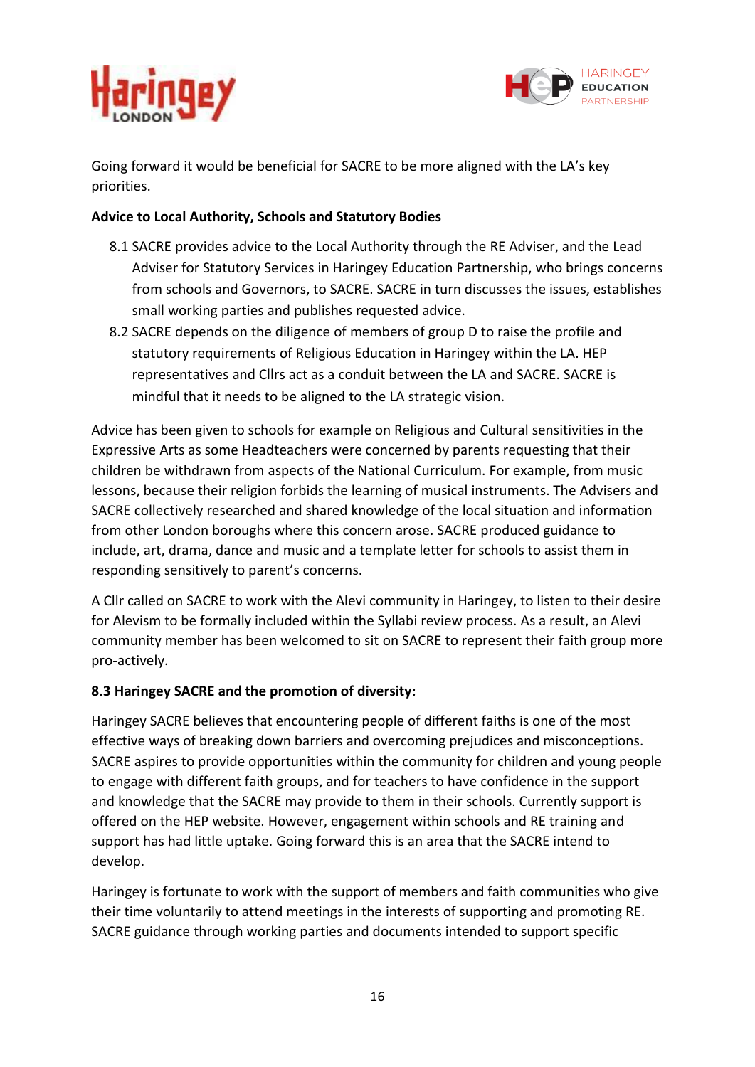Going forward it would be beneficial for SACRE to be more aligned with the LA's key priorities.

**Advice to Local Authority, Schools and Statutory Bodies**

8.1 SACRE provides advice to the Local Authority through the RE Adviser, and the Lead Adviser for Statutory Services in Haringey Education Partnership, who brings concerns from schools and Governors, to SACRE. SACRE in turn discusses the issues, establishes small working parties and publishes requested advice.

8.2 SACRE depends on the diligence of members of group D to raise the profile and statutory requirements of Religious Education in Haringey within the LA. HEP representatives and Cllrs act as a conduit between the LA and SACRE. SACRE is mindful that it needs to be aligned to the LA strategic vision.

Advice has been given to schools for example on Religious and Cultural sensitivities in the Expressive Arts as some Headteachers were concerned by parents requesting that their children be withdrawn from aspects of the National Curriculum. For example, from music lessons, because their religion forbids the learning of musical instruments. The Advisers and SACRE collectively researched and shared knowledge of the local situation and information from other London boroughs where this concern arose. SACRE produced guidance to include, art, drama, dance and music and a template letter for schools to assist them in responding sensitively to parent's concerns.

A Cllr called on SACRE to work with the Alevi community in Haringey, to listen to their desire for Alevism to be formally included within the Syllabi review process. As a result, an Alevi community member has been welcomed to sit on SACRE to represent their faith group more pro-actively.

**8.3 Haringey SACRE and the promotion of diversity:**

Haringey SACRE believes that encountering people of different faiths is one of the most effective ways of breaking down barriers and overcoming prejudices and misconceptions. SACRE aspires to provide opportunities within the community for children and young people to engage with different faith groups, and for teachers to have confidence in the support and knowledge that the SACRE may provide to them in their schools. Currently support is offered on the HEP website. However, engagement within schools and RE training and support has had little uptake. Going forward this is an area that the SACRE intend to develop.

Haringey is fortunate to work with the support of members and faith communities who give their time voluntarily to attend meetings in the interests of supporting and promoting RE. SACRE guidance through working parties and documents intended to support specific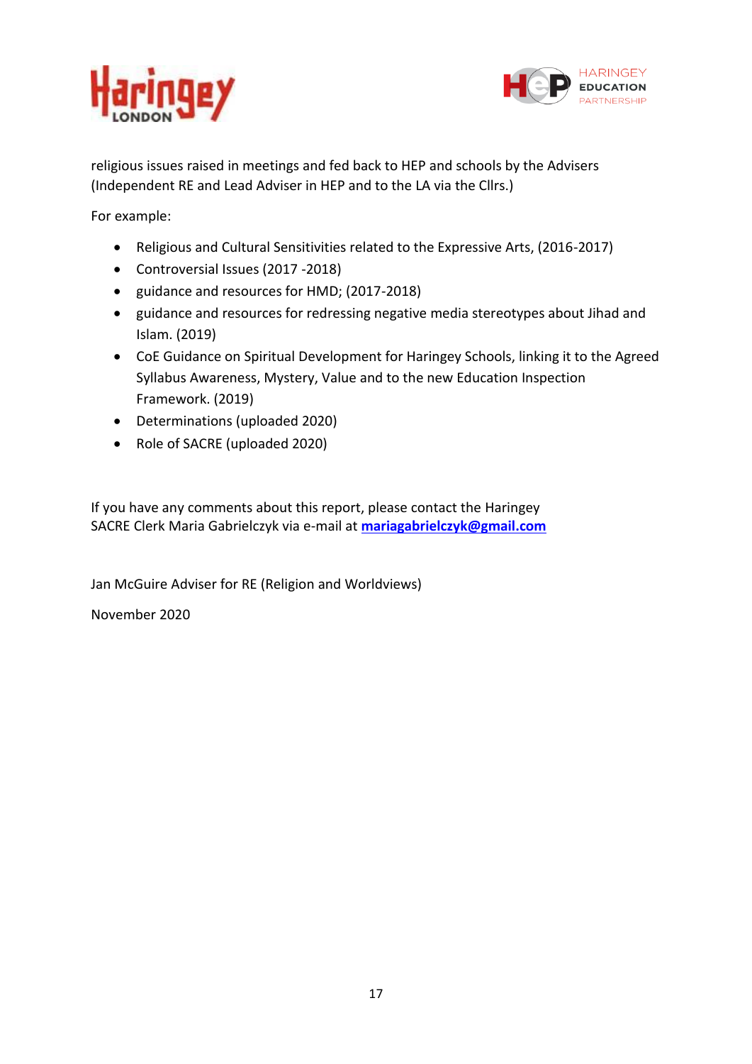religious issues raised in meetings and fed back to HEP and schools by the Advisers (Independent RE and Lead Adviser in HEP and to the LA via the Cllrs.)

For example:

- Religious and Cultural Sensitivities related to the Expressive Arts, (2016-2017)
- Controversial Issues (2017 -2018)
- guidance and resources for HMD; (2017-2018)
- guidance and resources for redressing negative media stereotypes about Jihad and Islam. (2019)
- CoE Guidance on Spiritual Development for Haringey Schools, linking it to the Agreed Syllabus Awareness, Mystery, Value and to the new Education Inspection Framework. (2019)
- Determinations (uploaded 2020)
- Role of SACRE (uploaded 2020)

If you have any comments about this report, please contact the Haringey SACRE Clerk Maria Gabrielczyk via e-mail at **mariagabrielczyk@gmail.com**

Jan McGuire Adviser for RE (Religion and Worldviews)

November 2020